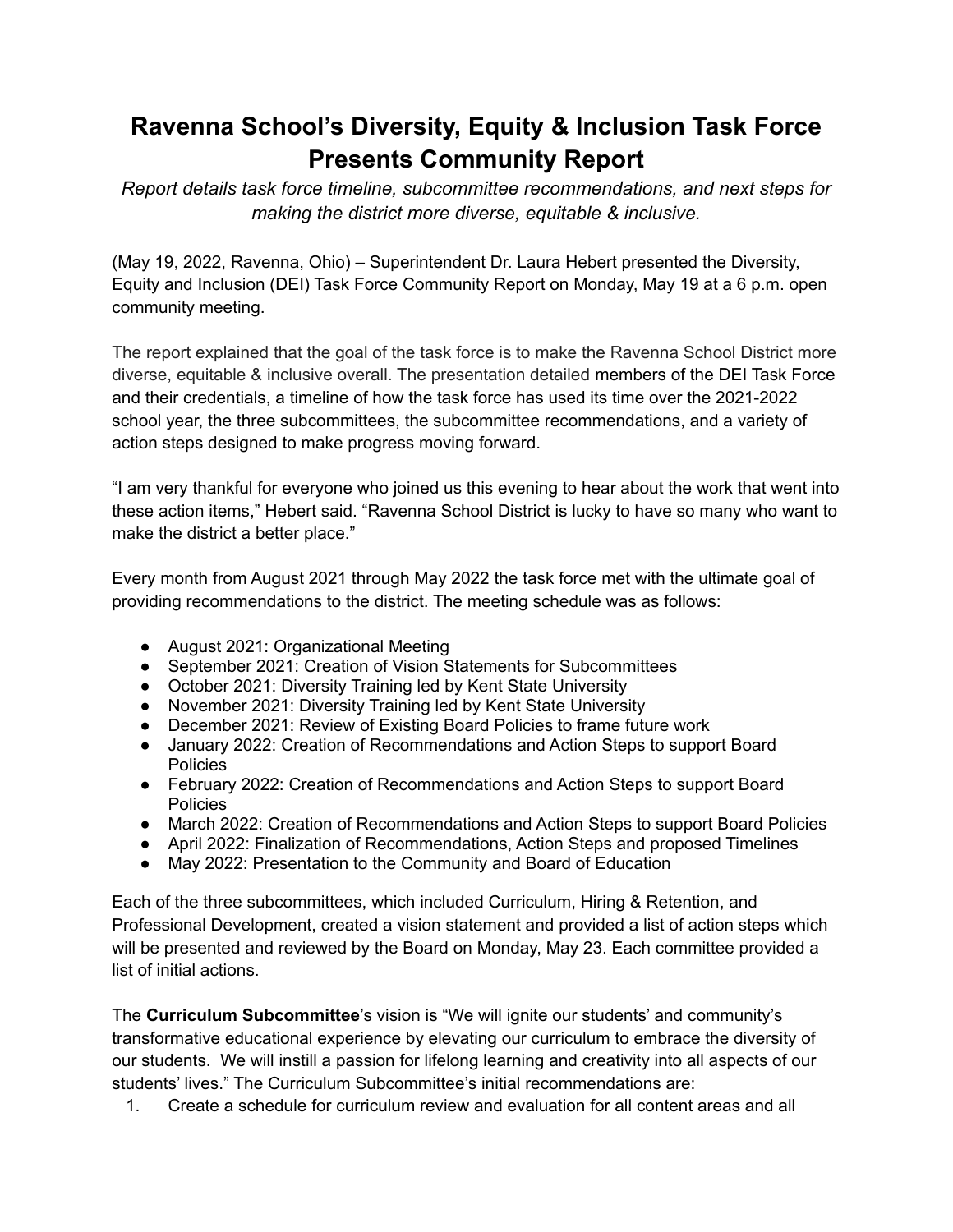# Ravenna School's Diversity, Equity & Inclusion Task Force Presents Community Report

*Report details task force timeline, subcommittee recommendations, and next steps for making the district more diverse, equitable & inclusive.*

(May 19, 2022, Ravenna, Ohio) – Superintendent Dr. Laura Hebert presented the Diversity, Equity and Inclusion (DEI) Task Force Community Report on Monday, May 19 at a 6 p.m. open community meeting.

The report explained that the goal of the task force is to make the Ravenna School District more diverse, equitable & inclusive overall. The presentation detailed members of the DEI Task Force and their credentials, a timeline of how the task force has used its time over the 2021-2022 school year, the three subcommittees, the subcommittee recommendations, and a variety of action steps designed to make progress moving forward.

"I am very thankful for everyone who joined us this evening to hear about the work that went into these action items," Hebert said. "Ravenna School District is lucky to have so many who want to make the district a better place."

Every month from August 2021 through May 2022 the task force met with the ultimate goal of providing recommendations to the district. The meeting schedule was as follows:

- August 2021: Organizational Meeting
- September 2021: Creation of Vision Statements for Subcommittees
- October 2021: Diversity Training led by Kent State University
- November 2021: Diversity Training led by Kent State University
- December 2021: Review of Existing Board Policies to frame future work
- January 2022: Creation of Recommendations and Action Steps to support Board Policies
- February 2022: Creation of Recommendations and Action Steps to support Board Policies
- March 2022: Creation of Recommendations and Action Steps to support Board Policies
- April 2022: Finalization of Recommendations, Action Steps and proposed Timelines
- May 2022: Presentation to the Community and Board of Education

Each of the three subcommittees, which included Curriculum, Hiring & Retention, and Professional Development, created a vision statement and provided a list of action steps which will be presented and reviewed by the Board on Monday, May 23. Each committee provided a list of initial actions.

The **Curriculum Subcommittee**'s vision is "We will ignite our students' and community's transformative educational experience by elevating our curriculum to embrace the diversity of our students. We will instill a passion for lifelong learning and creativity into all aspects of our students' lives." The Curriculum Subcommittee's initial recommendations are:

1. Create a schedule for curriculum review and evaluation for all content areas and all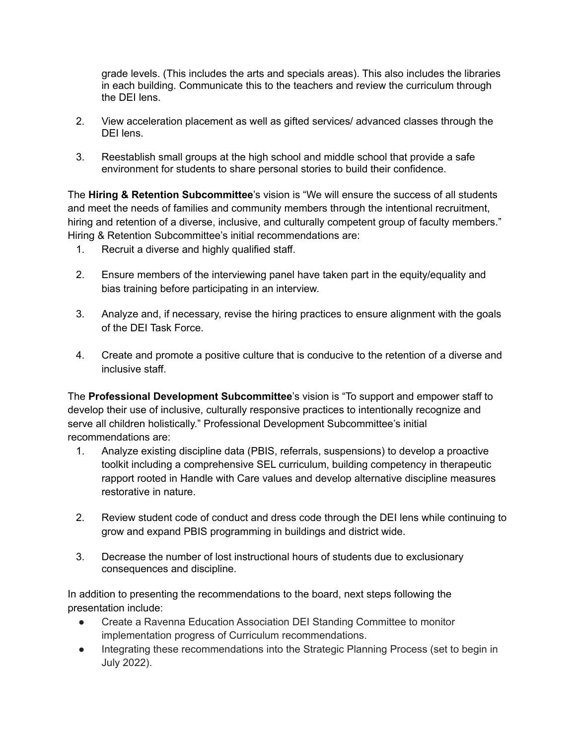grade levels. (This includes the arts and specials areas). This also includes the libraries in each building. Communicate this to the teachers and review the curriculum through the DEI lens.

2. View acceleration placement as well as gifted services/ advanced classes through the DEI lens.

3. Reestablish small groups at the high school and middle school that provide a safe environment for students to share personal stories to build their confidence.

The **Hiring & Retention Subcommittee**'s vision is "We will ensure the success of all students and meet the needs of families and community members through the intentional recruitment, hiring and retention of a diverse, inclusive, and culturally competent group of faculty members." Hiring & Retention Subcommittee's initial recommendations are:

1. Recruit a diverse and highly qualified staff.

2. Ensure members of the interviewing panel have taken part in the equity/equality and bias training before participating in an interview.

3. Analyze and, if necessary, revise the hiring practices to ensure alignment with the goals of the DEI Task Force.

4. Create and promote a positive culture that is conducive to the retention of a diverse and inclusive staff.

The **Professional Development Subcommittee**'s vision is "To support and empower staff to develop their use of inclusive, culturally responsive practices to intentionally recognize and serve all children holistically." Professional Development Subcommittee's initial recommendations are:

1. Analyze existing discipline data (PBIS, referrals, suspensions) to develop a proactive toolkit including a comprehensive SEL curriculum, building competency in therapeutic rapport rooted in Handle with Care values and develop alternative discipline measures restorative in nature.

2. Review student code of conduct and dress code through the DEI lens while continuing to grow and expand PBIS programming in buildings and district wide.

3. Decrease the number of lost instructional hours of students due to exclusionary consequences and discipline.

In addition to presenting the recommendations to the board, next steps following the presentation include:

- Create a Ravenna Education Association DEI Standing Committee to monitor implementation progress of Curriculum recommendations.
- Integrating these recommendations into the Strategic Planning Process (set to begin in July 2022).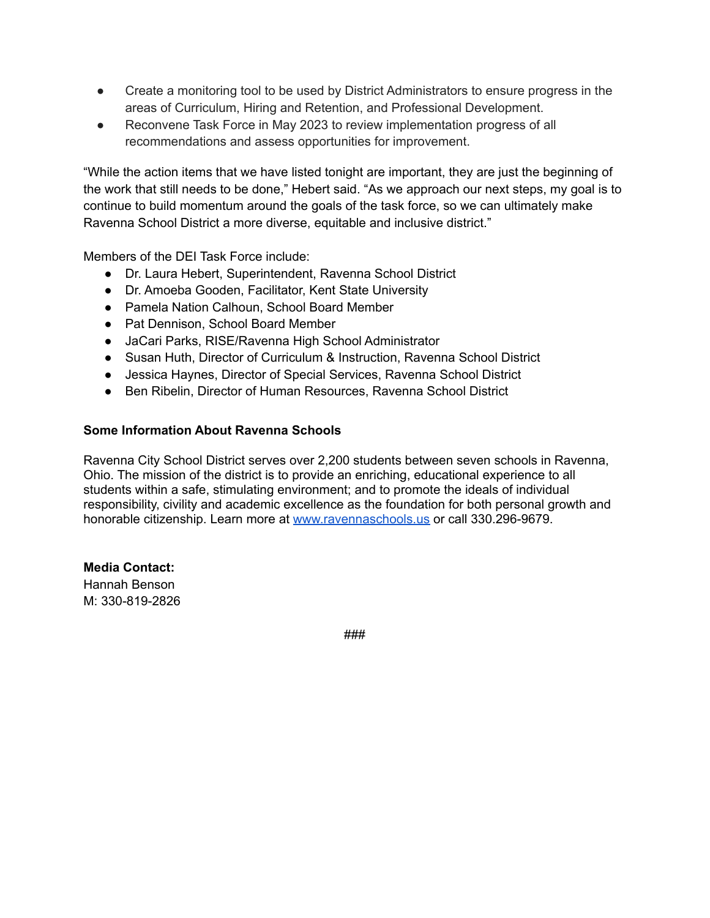- Create a monitoring tool to be used by District Administrators to ensure progress in the areas of Curriculum, Hiring and Retention, and Professional Development.
- Reconvene Task Force in May 2023 to review implementation progress of all recommendations and assess opportunities for improvement.

"While the action items that we have listed tonight are important, they are just the beginning of the work that still needs to be done," Hebert said. "As we approach our next steps, my goal is to continue to build momentum around the goals of the task force, so we can ultimately make Ravenna School District a more diverse, equitable and inclusive district."

Members of the DEI Task Force include:

- Dr. Laura Hebert, Superintendent, Ravenna School District
- Dr. Amoeba Gooden, Facilitator, Kent State University
- Pamela Nation Calhoun, School Board Member
- Pat Dennison, School Board Member
- JaCari Parks, RISE/Ravenna High School Administrator
- Susan Huth, Director of Curriculum & Instruction, Ravenna School District
- Jessica Haynes, Director of Special Services, Ravenna School District
- Ben Ribelin, Director of Human Resources, Ravenna School District

**Some Information About Ravenna Schools**

Ravenna City School District serves over 2,200 students between seven schools in Ravenna, Ohio. The mission of the district is to provide an enriching, educational experience to all students within a safe, stimulating environment; and to promote the ideals of individual responsibility, civility and academic excellence as the foundation for both personal growth and honorable citizenship. Learn more at [www.ravennaschools.us](http://www.ravennaschools.us) or call 330.296-9679.

**Media Contact:**
Hannah Benson
M: 330-819-2826

###